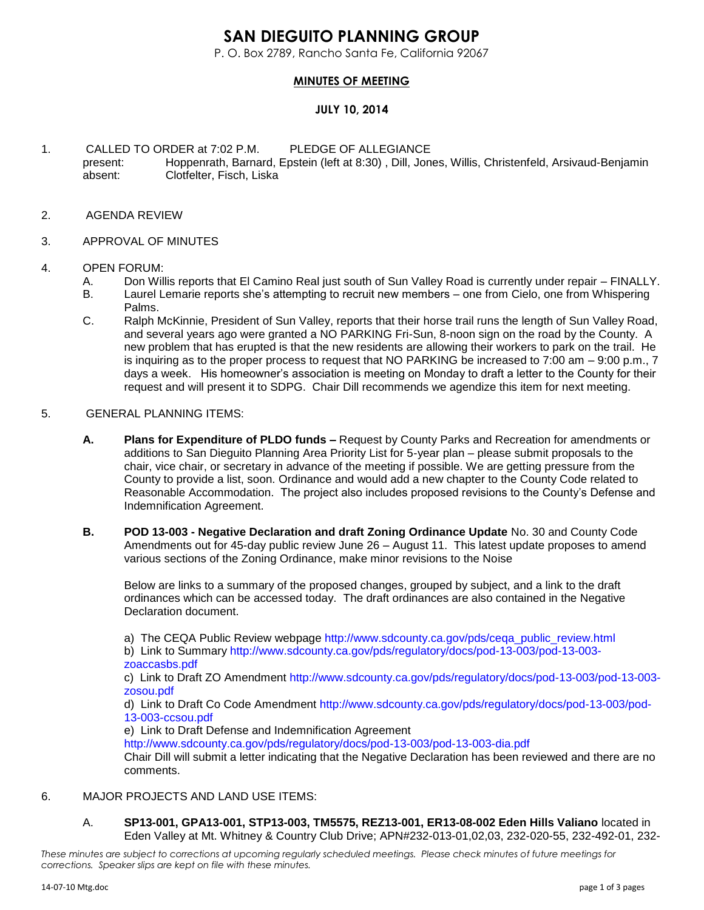# SAN DIEGUITO PLANNING GROUP

P. O. Box 2789, Rancho Santa Fe, California 92067

## MINUTES OF MEETING

### JULY 10, 2014

1. CALLED TO ORDER at 7:02 P.M.    PLEDGE OF ALLEGIANCE
   present: Hoppenrath, Barnard, Epstein (left at 8:30) , Dill, Jones, Willis, Christenfeld, Arsivaud-Benjamin
   absent: Clotfelter, Fisch, Liska

2. AGENDA REVIEW

3. APPROVAL OF MINUTES

4. OPEN FORUM:
   A. Don Willis reports that El Camino Real just south of Sun Valley Road is currently under repair – FINALLY.
   B. Laurel Lemarie reports she's attempting to recruit new members – one from Cielo, one from Whispering Palms.
   C. Ralph McKinnie, President of Sun Valley, reports that their horse trail runs the length of Sun Valley Road, and several years ago were granted a NO PARKING Fri-Sun, 8-noon sign on the road by the County. A new problem that has erupted is that the new residents are allowing their workers to park on the trail. He is inquiring as to the proper process to request that NO PARKING be increased to 7:00 am – 9:00 p.m., 7 days a week. His homeowner's association is meeting on Monday to draft a letter to the County for their request and will present it to SDPG. Chair Dill recommends we agendize this item for next meeting.

5. GENERAL PLANNING ITEMS:

   **A. Plans for Expenditure of PLDO funds –** Request by County Parks and Recreation for amendments or additions to San Dieguito Planning Area Priority List for 5-year plan – please submit proposals to the chair, vice chair, or secretary in advance of the meeting if possible. We are getting pressure from the County to provide a list, soon. Ordinance and would add a new chapter to the County Code related to Reasonable Accommodation. The project also includes proposed revisions to the County's Defense and Indemnification Agreement.

   **B. POD 13-003 - Negative Declaration and draft Zoning Ordinance Update** No. 30 and County Code Amendments out for 45-day public review June 26 – August 11. This latest update proposes to amend various sections of the Zoning Ordinance, make minor revisions to the Noise

   Below are links to a summary of the proposed changes, grouped by subject, and a link to the draft ordinances which can be accessed today. The draft ordinances are also contained in the Negative Declaration document.

   a) The CEQA Public Review webpage http://www.sdcounty.ca.gov/pds/ceqa_public_review.html
   b) Link to Summary http://www.sdcounty.ca.gov/pds/regulatory/docs/pod-13-003/pod-13-003-zoaccasbs.pdf
   c) Link to Draft ZO Amendment http://www.sdcounty.ca.gov/pds/regulatory/docs/pod-13-003/pod-13-003-zosou.pdf
   d) Link to Draft Co Code Amendment http://www.sdcounty.ca.gov/pds/regulatory/docs/pod-13-003/pod-13-003-ccsou.pdf
   e) Link to Draft Defense and Indemnification Agreement http://www.sdcounty.ca.gov/pds/regulatory/docs/pod-13-003/pod-13-003-dia.pdf
   Chair Dill will submit a letter indicating that the Negative Declaration has been reviewed and there are no comments.

6. MAJOR PROJECTS AND LAND USE ITEMS:

   A. **SP13-001, GPA13-001, STP13-003, TM5575, REZ13-001, ER13-08-002 Eden Hills Valiano** located in Eden Valley at Mt. Whitney & Country Club Drive; APN#232-013-01,02,03, 232-020-55, 232-492-01, 232-

*These minutes are subject to corrections at upcoming regularly scheduled meetings. Please check minutes of future meetings for corrections. Speaker slips are kept on file with these minutes.*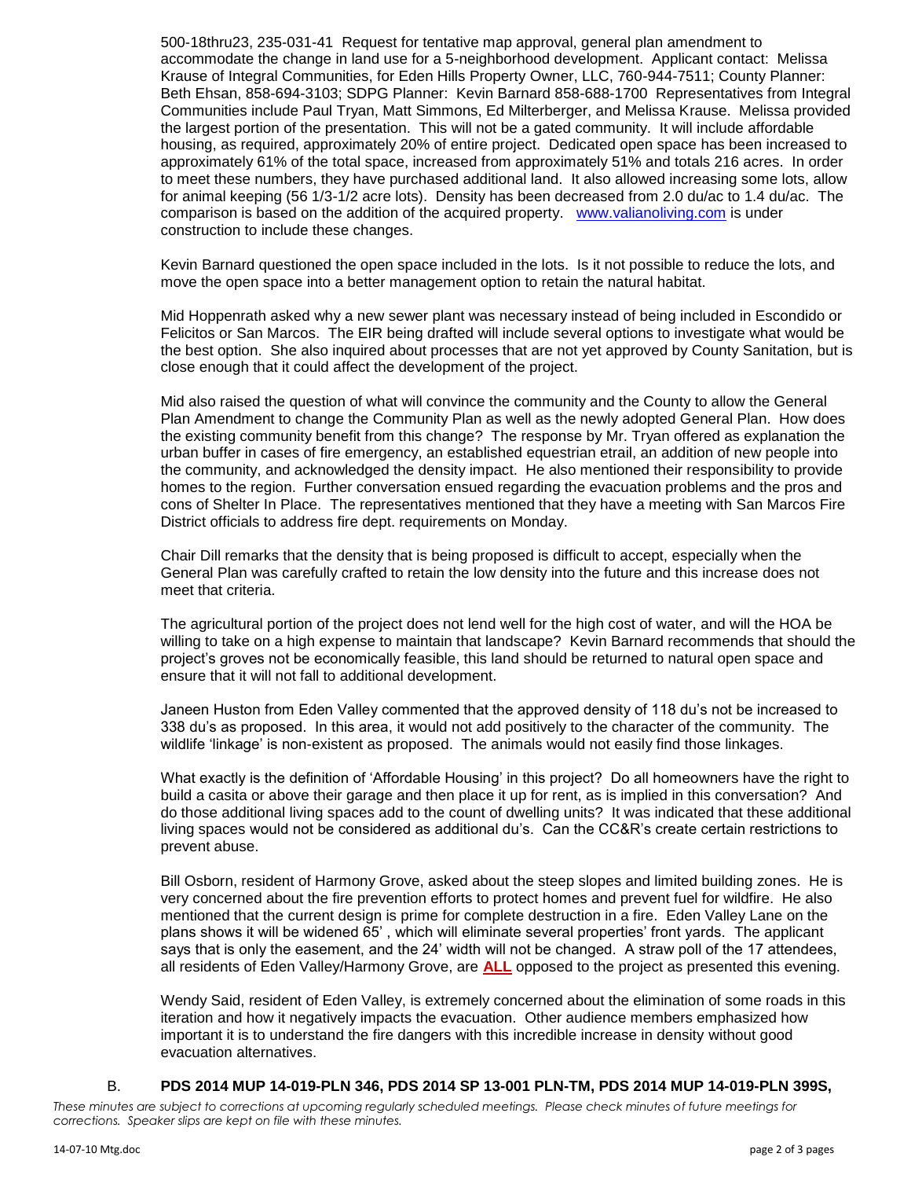500-18thru23, 235-031-41 Request for tentative map approval, general plan amendment to accommodate the change in land use for a 5-neighborhood development. Applicant contact: Melissa Krause of Integral Communities, for Eden Hills Property Owner, LLC, 760-944-7511; County Planner: Beth Ehsan, 858-694-3103; SDPG Planner: Kevin Barnard 858-688-1700 Representatives from Integral Communities include Paul Tryan, Matt Simmons, Ed Milterberger, and Melissa Krause. Melissa provided the largest portion of the presentation. This will not be a gated community. It will include affordable housing, as required, approximately 20% of entire project. Dedicated open space has been increased to approximately 61% of the total space, increased from approximately 51% and totals 216 acres. In order to meet these numbers, they have purchased additional land. It also allowed increasing some lots, allow for animal keeping (56 1/3-1/2 acre lots). Density has been decreased from 2.0 du/ac to 1.4 du/ac. The comparison is based on the addition of the acquired property. www.valianoliving.com is under construction to include these changes.

Kevin Barnard questioned the open space included in the lots. Is it not possible to reduce the lots, and move the open space into a better management option to retain the natural habitat.

Mid Hoppenrath asked why a new sewer plant was necessary instead of being included in Escondido or Felicitos or San Marcos. The EIR being drafted will include several options to investigate what would be the best option. She also inquired about processes that are not yet approved by County Sanitation, but is close enough that it could affect the development of the project.

Mid also raised the question of what will convince the community and the County to allow the General Plan Amendment to change the Community Plan as well as the newly adopted General Plan. How does the existing community benefit from this change? The response by Mr. Tryan offered as explanation the urban buffer in cases of fire emergency, an established equestrian etrail, an addition of new people into the community, and acknowledged the density impact. He also mentioned their responsibility to provide homes to the region. Further conversation ensued regarding the evacuation problems and the pros and cons of Shelter In Place. The representatives mentioned that they have a meeting with San Marcos Fire District officials to address fire dept. requirements on Monday.

Chair Dill remarks that the density that is being proposed is difficult to accept, especially when the General Plan was carefully crafted to retain the low density into the future and this increase does not meet that criteria.

The agricultural portion of the project does not lend well for the high cost of water, and will the HOA be willing to take on a high expense to maintain that landscape? Kevin Barnard recommends that should the project's groves not be economically feasible, this land should be returned to natural open space and ensure that it will not fall to additional development.

Janeen Huston from Eden Valley commented that the approved density of 118 du's not be increased to 338 du's as proposed. In this area, it would not add positively to the character of the community. The wildlife 'linkage' is non-existent as proposed. The animals would not easily find those linkages.

What exactly is the definition of 'Affordable Housing' in this project? Do all homeowners have the right to build a casita or above their garage and then place it up for rent, as is implied in this conversation? And do those additional living spaces add to the count of dwelling units? It was indicated that these additional living spaces would not be considered as additional du's. Can the CC&R's create certain restrictions to prevent abuse.

Bill Osborn, resident of Harmony Grove, asked about the steep slopes and limited building zones. He is very concerned about the fire prevention efforts to protect homes and prevent fuel for wildfire. He also mentioned that the current design is prime for complete destruction in a fire. Eden Valley Lane on the plans shows it will be widened 65' , which will eliminate several properties' front yards. The applicant says that is only the easement, and the 24' width will not be changed. A straw poll of the 17 attendees, all residents of Eden Valley/Harmony Grove, are **ALL** opposed to the project as presented this evening.

Wendy Said, resident of Eden Valley, is extremely concerned about the elimination of some roads in this iteration and how it negatively impacts the evacuation. Other audience members emphasized how important it is to understand the fire dangers with this incredible increase in density without good evacuation alternatives.

B. **PDS 2014 MUP 14-019-PLN 346, PDS 2014 SP 13-001 PLN-TM, PDS 2014 MUP 14-019-PLN 399S,**

*These minutes are subject to corrections at upcoming regularly scheduled meetings. Please check minutes of future meetings for corrections. Speaker slips are kept on file with these minutes.*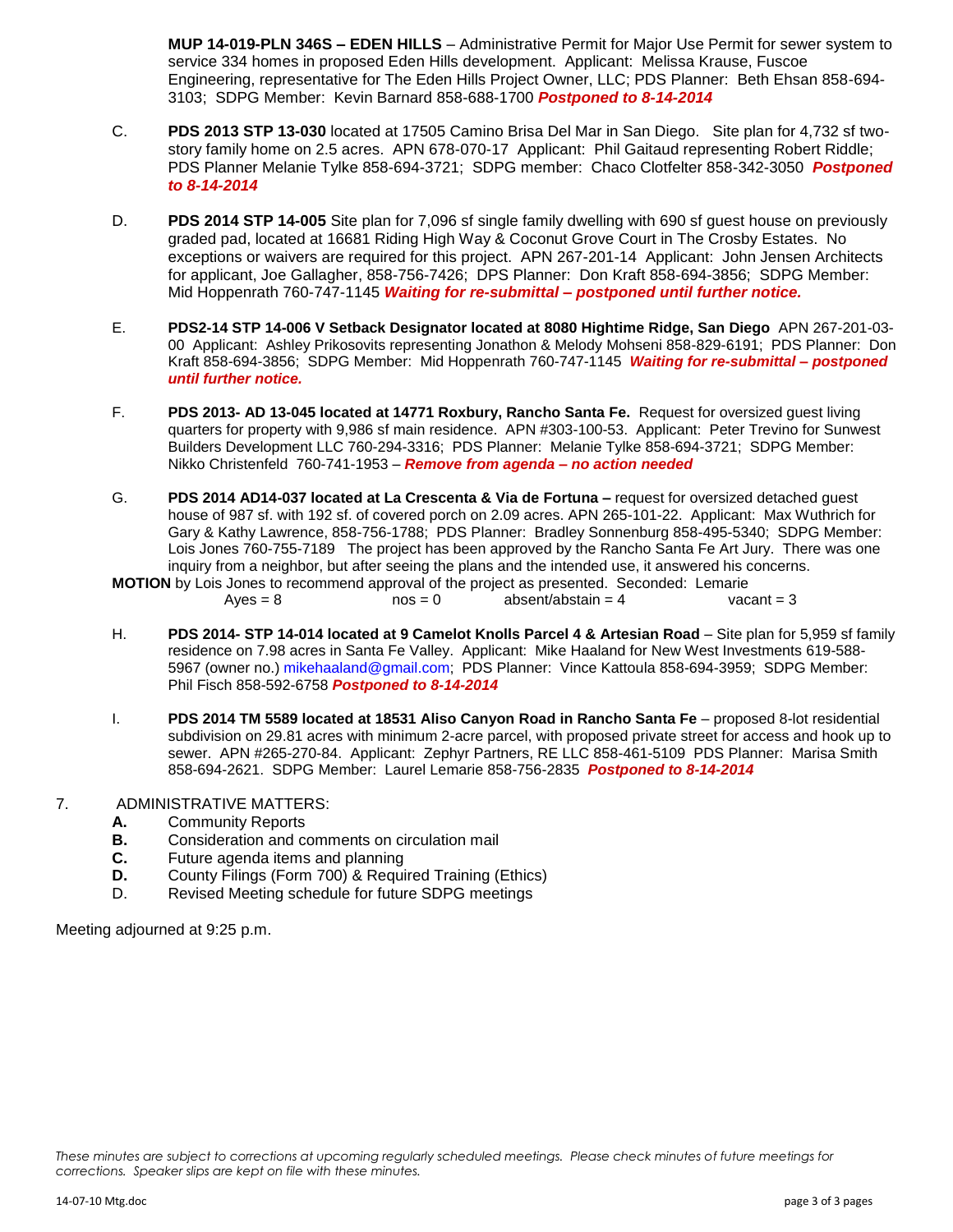**MUP 14-019-PLN 346S – EDEN HILLS** – Administrative Permit for Major Use Permit for sewer system to service 334 homes in proposed Eden Hills development. Applicant: Melissa Krause, Fuscoe Engineering, representative for The Eden Hills Project Owner, LLC; PDS Planner: Beth Ehsan 858-694-3103; SDPG Member: Kevin Barnard 858-688-1700 ***Postponed to 8-14-2014***

C. **PDS 2013 STP 13-030** located at 17505 Camino Brisa Del Mar in San Diego. Site plan for 4,732 sf two-story family home on 2.5 acres. APN 678-070-17 Applicant: Phil Gaitaud representing Robert Riddle; PDS Planner Melanie Tylke 858-694-3721; SDPG member: Chaco Clotfelter 858-342-3050 ***Postponed to 8-14-2014***

D. **PDS 2014 STP 14-005** Site plan for 7,096 sf single family dwelling with 690 sf guest house on previously graded pad, located at 16681 Riding High Way & Coconut Grove Court in The Crosby Estates. No exceptions or waivers are required for this project. APN 267-201-14 Applicant: John Jensen Architects for applicant, Joe Gallagher, 858-756-7426; DPS Planner: Don Kraft 858-694-3856; SDPG Member: Mid Hoppenrath 760-747-1145 ***Waiting for re-submittal – postponed until further notice.***

E. **PDS2-14 STP 14-006 V Setback Designator located at 8080 Hightime Ridge, San Diego** APN 267-201-03-00 Applicant: Ashley Prikosovits representing Jonathon & Melody Mohseni 858-829-6191; PDS Planner: Don Kraft 858-694-3856; SDPG Member: Mid Hoppenrath 760-747-1145 ***Waiting for re-submittal – postponed until further notice.***

F. **PDS 2013- AD 13-045 located at 14771 Roxbury, Rancho Santa Fe.** Request for oversized guest living quarters for property with 9,986 sf main residence. APN #303-100-53. Applicant: Peter Trevino for Sunwest Builders Development LLC 760-294-3316; PDS Planner: Melanie Tylke 858-694-3721; SDPG Member: Nikko Christenfeld 760-741-1953 – ***Remove from agenda – no action needed***

G. **PDS 2014 AD14-037 located at La Crescenta & Via de Fortuna –** request for oversized detached guest house of 987 sf. with 192 sf. of covered porch on 2.09 acres. APN 265-101-22. Applicant: Max Wuthrich for Gary & Kathy Lawrence, 858-756-1788; PDS Planner: Bradley Sonnenburg 858-495-5340; SDPG Member: Lois Jones 760-755-7189 The project has been approved by the Rancho Santa Fe Art Jury. There was one inquiry from a neighbor, but after seeing the plans and the intended use, it answered his concerns.

**MOTION** by Lois Jones to recommend approval of the project as presented. Seconded: Lemarie
Ayes = 8 nos = 0 absent/abstain = 4 vacant = 3

H. **PDS 2014- STP 14-014 located at 9 Camelot Knolls Parcel 4 & Artesian Road** – Site plan for 5,959 sf family residence on 7.98 acres in Santa Fe Valley. Applicant: Mike Haaland for New West Investments 619-588-5967 (owner no.) mikehaaland@gmail.com; PDS Planner: Vince Kattoula 858-694-3959; SDPG Member: Phil Fisch 858-592-6758 ***Postponed to 8-14-2014***

I. **PDS 2014 TM 5589 located at 18531 Aliso Canyon Road in Rancho Santa Fe** – proposed 8-lot residential subdivision on 29.81 acres with minimum 2-acre parcel, with proposed private street for access and hook up to sewer. APN #265-270-84. Applicant: Zephyr Partners, RE LLC 858-461-5109 PDS Planner: Marisa Smith 858-694-2621. SDPG Member: Laurel Lemarie 858-756-2835 ***Postponed to 8-14-2014***

7. ADMINISTRATIVE MATTERS:
   - **A.** Community Reports
   - **B.** Consideration and comments on circulation mail
   - **C.** Future agenda items and planning
   - **D.** County Filings (Form 700) & Required Training (Ethics)
   - D. Revised Meeting schedule for future SDPG meetings

Meeting adjourned at 9:25 p.m.

*These minutes are subject to corrections at upcoming regularly scheduled meetings. Please check minutes of future meetings for corrections. Speaker slips are kept on file with these minutes.*